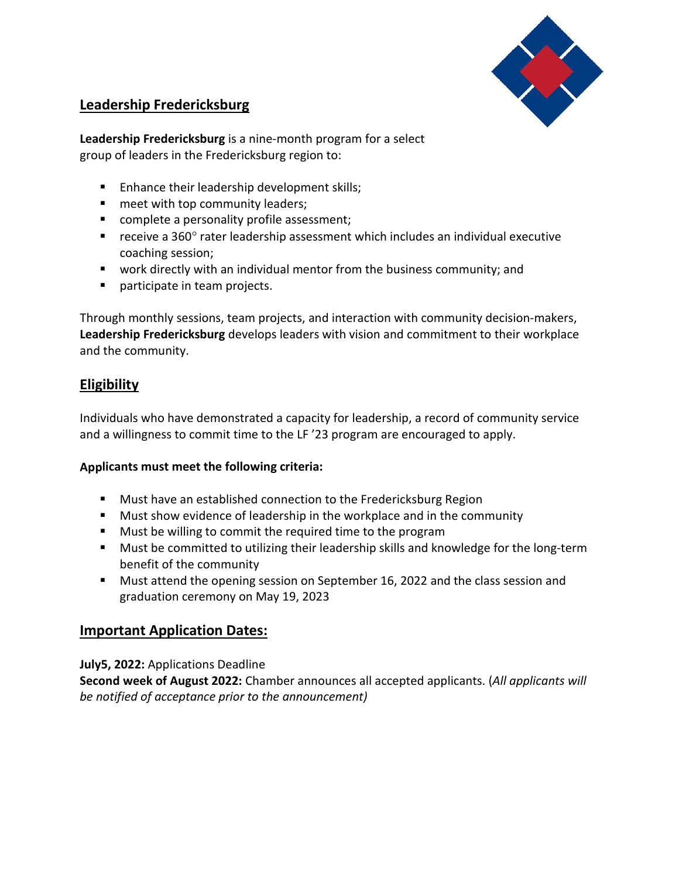## Leadership Fredericksburg

**Leadership Fredericksburg** is a nine-month program for a select group of leaders in the Fredericksburg region to:

- Enhance their leadership development skills;
- meet with top community leaders;
- complete a personality profile assessment;
- receive a 360° rater leadership assessment which includes an individual executive coaching session;
- work directly with an individual mentor from the business community; and
- participate in team projects.

Through monthly sessions, team projects, and interaction with community decision-makers, **Leadership Fredericksburg** develops leaders with vision and commitment to their workplace and the community.

## Eligibility

Individuals who have demonstrated a capacity for leadership, a record of community service and a willingness to commit time to the LF '23 program are encouraged to apply.

**Applicants must meet the following criteria:**

- Must have an established connection to the Fredericksburg Region
- Must show evidence of leadership in the workplace and in the community
- Must be willing to commit the required time to the program
- Must be committed to utilizing their leadership skills and knowledge for the long-term benefit of the community
- Must attend the opening session on September 16, 2022 and the class session and graduation ceremony on May 19, 2023

## Important Application Dates:

**July5, 2022:** Applications Deadline
**Second week of August 2022:** Chamber announces all accepted applicants. (*All applicants will be notified of acceptance prior to the announcement)*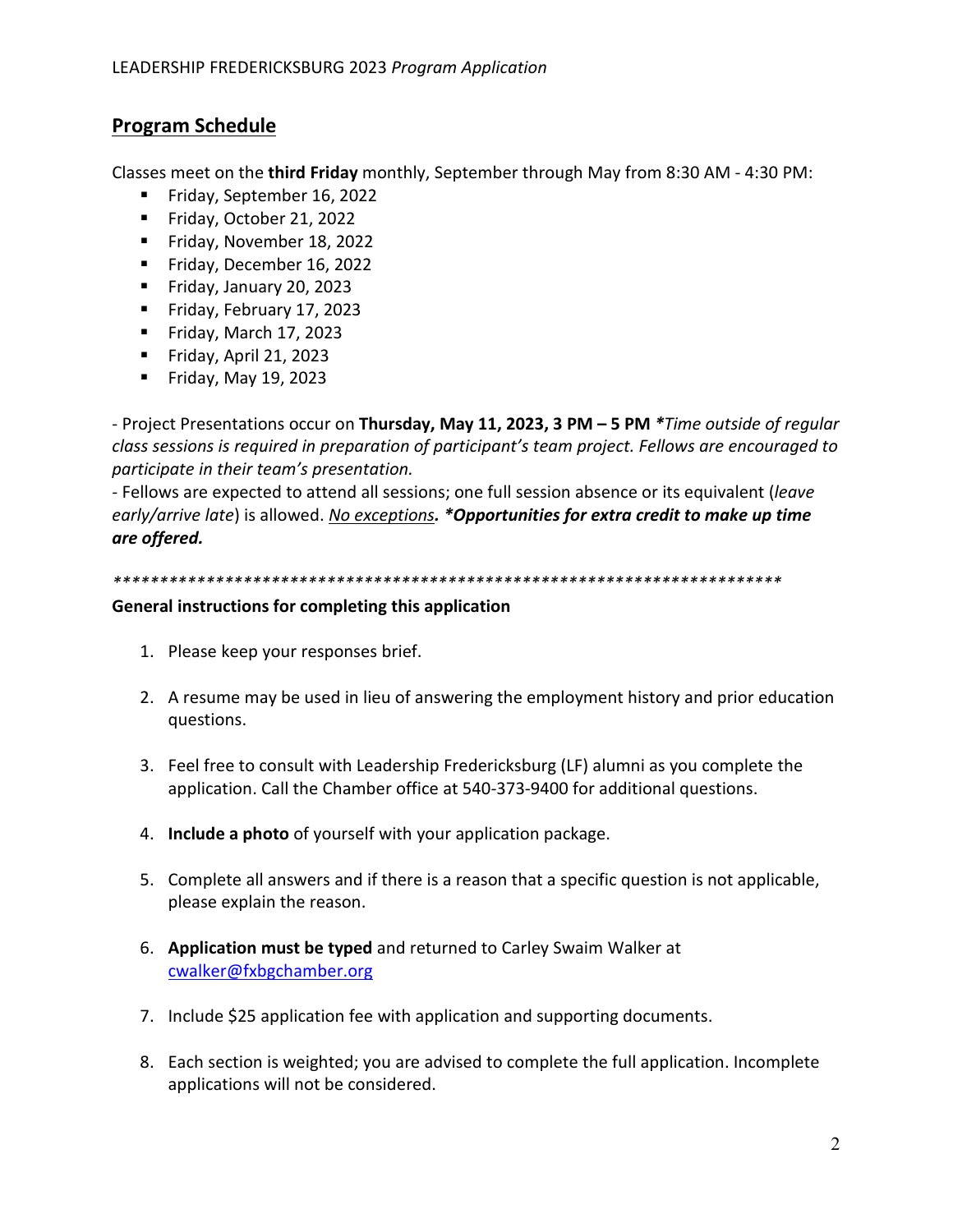## <u>Program Schedule</u>

Classes meet on the **third Friday** monthly, September through May from 8:30 AM - 4:30 PM:

- Friday, September 16, 2022
- Friday, October 21, 2022
- Friday, November 18, 2022
- Friday, December 16, 2022
- Friday, January 20, 2023
- Friday, February 17, 2023
- Friday, March 17, 2023
- Friday, April 21, 2023
- Friday, May 19, 2023

\- Project Presentations occur on **Thursday, May 11, 2023, 3 PM – 5 PM** ***\****_Time outside of regular class sessions is required in preparation of participant's team project. Fellows are encouraged to participate in their team's presentation._

\- Fellows are expected to attend all sessions; one full session absence or its equivalent (_leave early/arrive late_) is allowed. <u>No exceptions</u>***. \*Opportunities for extra credit to make up time are offered.***

*************************************************************************

**General instructions for completing this application**

1. Please keep your responses brief.

2. A resume may be used in lieu of answering the employment history and prior education questions.

3. Feel free to consult with Leadership Fredericksburg (LF) alumni as you complete the application. Call the Chamber office at 540-373-9400 for additional questions.

4. **Include a photo** of yourself with your application package.

5. Complete all answers and if there is a reason that a specific question is not applicable, please explain the reason.

6. **Application must be typed** and returned to Carley Swaim Walker at cwalker@fxbgchamber.org

7. Include $25 application fee with application and supporting documents.

8. Each section is weighted; you are advised to complete the full application. Incomplete applications will not be considered.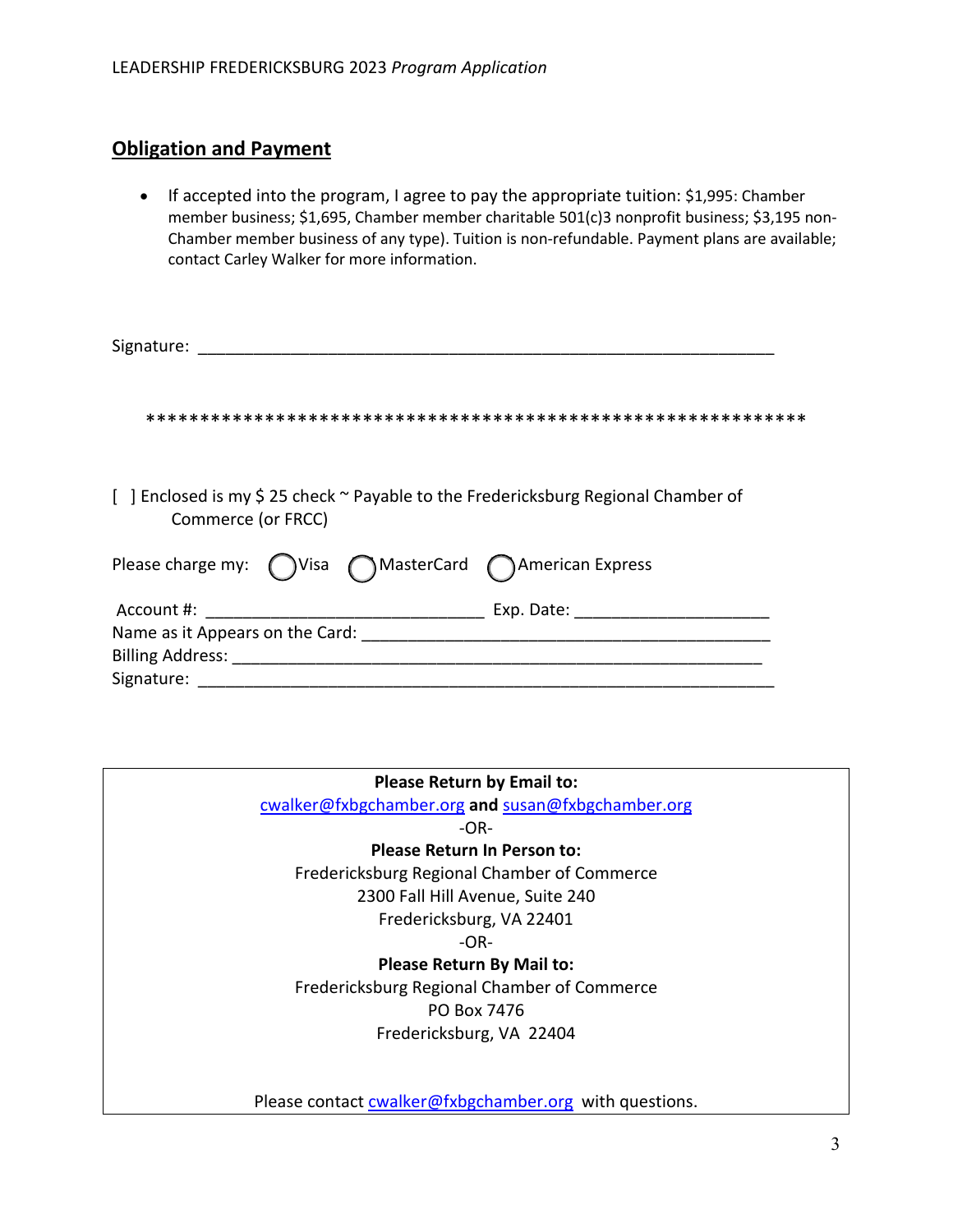## Obligation and Payment

- If accepted into the program, I agree to pay the appropriate tuition: $1,995: Chamber member business; $1,695, Chamber member charitable 501(c)3 nonprofit business; $3,195 non-Chamber member business of any type). Tuition is non-refundable. Payment plans are available; contact Carley Walker for more information.

Signature: ______________________________________________________________

************************************************************

[ ] Enclosed is my $ 25 check ~ Payable to the Fredericksburg Regional Chamber of Commerce (or FRCC)

Please charge my: ◯ Visa ◯ MasterCard ◯ American Express

Account #: ______________________________ Exp. Date: ____________________

Name as it Appears on the Card: ____________________________________________

Billing Address: ________________________________________________________

Signature: ______________________________________________________________

**Please Return by Email to:**
cwalker@fxbgchamber.org **and** susan@fxbgchamber.org

-OR-

**Please Return In Person to:**
Fredericksburg Regional Chamber of Commerce
2300 Fall Hill Avenue, Suite 240
Fredericksburg, VA 22401

-OR-

**Please Return By Mail to:**
Fredericksburg Regional Chamber of Commerce
PO Box 7476
Fredericksburg, VA 22404

Please contact cwalker@fxbgchamber.org with questions.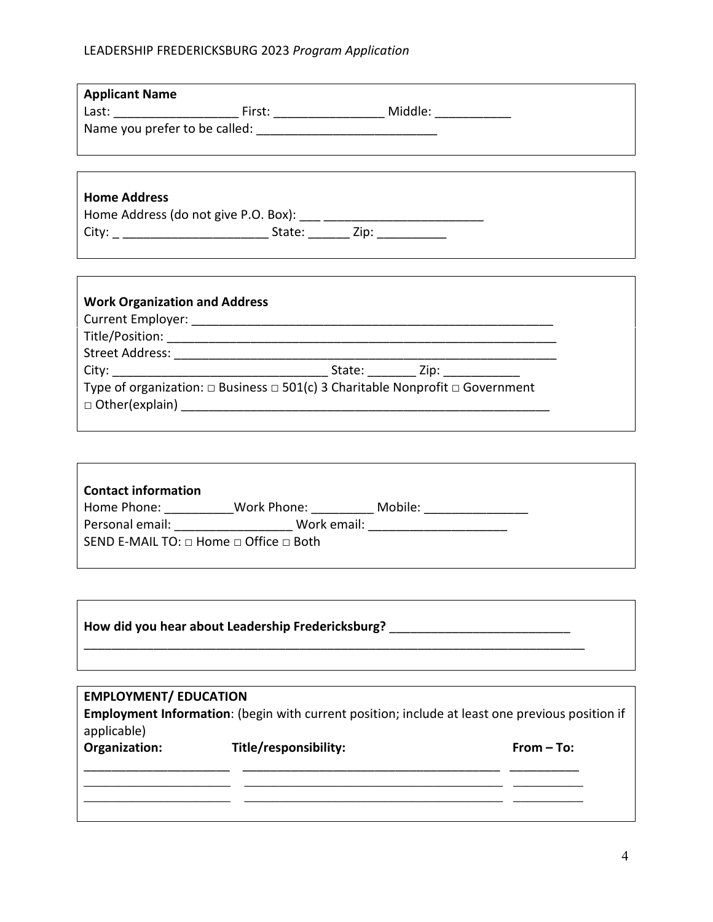LEADERSHIP FREDERICKSBURG 2023 *Program Application*

**Applicant Name**

Last: __________________ First: ________________ Middle: ___________

Name you prefer to be called: ___________________________

**Home Address**

Home Address (do not give P.O. Box): ___ ________________________

City: _ _____________________ State: ______ Zip: __________

**Work Organization and Address**

Current Employer: ______________________________________________________

Title/Position: _________________________________________________________

Street Address: ________________________________________________________

City: _______________________________ State: _______ Zip: ___________

Type of organization: □ Business □ 501(c) 3 Charitable Nonprofit □ Government

□ Other(explain) _______________________________________________________

**Contact information**

Home Phone: __________Work Phone: _________ Mobile: _______________

Personal email: _________________ Work email: ____________________

SEND E-MAIL TO: □ Home □ Office □ Both

**How did you hear about Leadership Fredericksburg?** __________________________

___________________________________________________________________________

**EMPLOYMENT/ EDUCATION**

**Employment Information**: (begin with current position; include at least one previous position if applicable)

| **Organization:** | **Title/responsibility:** | **From – To:** |
|---|---|---|
| _____________________ | ______________________________________ | __________ |
| _____________________ | ______________________________________ | __________ |
| _____________________ | ______________________________________ | __________ |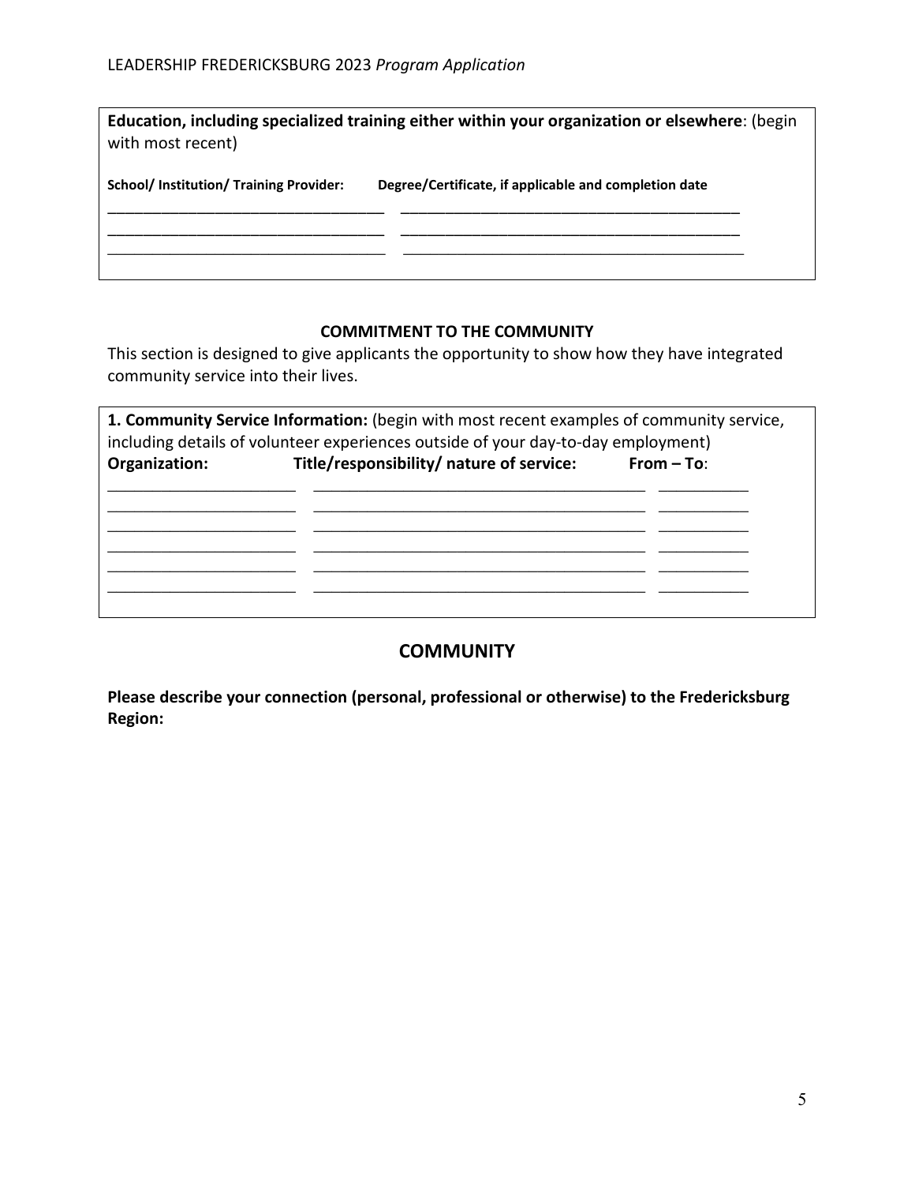**Education, including specialized training either within your organization or elsewhere**: (begin with most recent)

| School/ Institution/ Training Provider: | Degree/Certificate, if applicable and completion date |
|---|---|
| ______________________________ | ______________________________________ |
| ______________________________ | ______________________________________ |
| ______________________________ | ______________________________________ |

## COMMITMENT TO THE COMMUNITY

This section is designed to give applicants the opportunity to show how they have integrated community service into their lives.

**1. Community Service Information:** (begin with most recent examples of community service, including details of volunteer experiences outside of your day-to-day employment)

| Organization: | Title/responsibility/ nature of service: | From – To: |
|---|---|---|
| ____________________ | ____________________________________ | __________ |
| ____________________ | ____________________________________ | __________ |
| ____________________ | ____________________________________ | __________ |
| ____________________ | ____________________________________ | __________ |
| ____________________ | ____________________________________ | __________ |
| ____________________ | ____________________________________ | __________ |

## COMMUNITY

**Please describe your connection (personal, professional or otherwise) to the Fredericksburg Region:**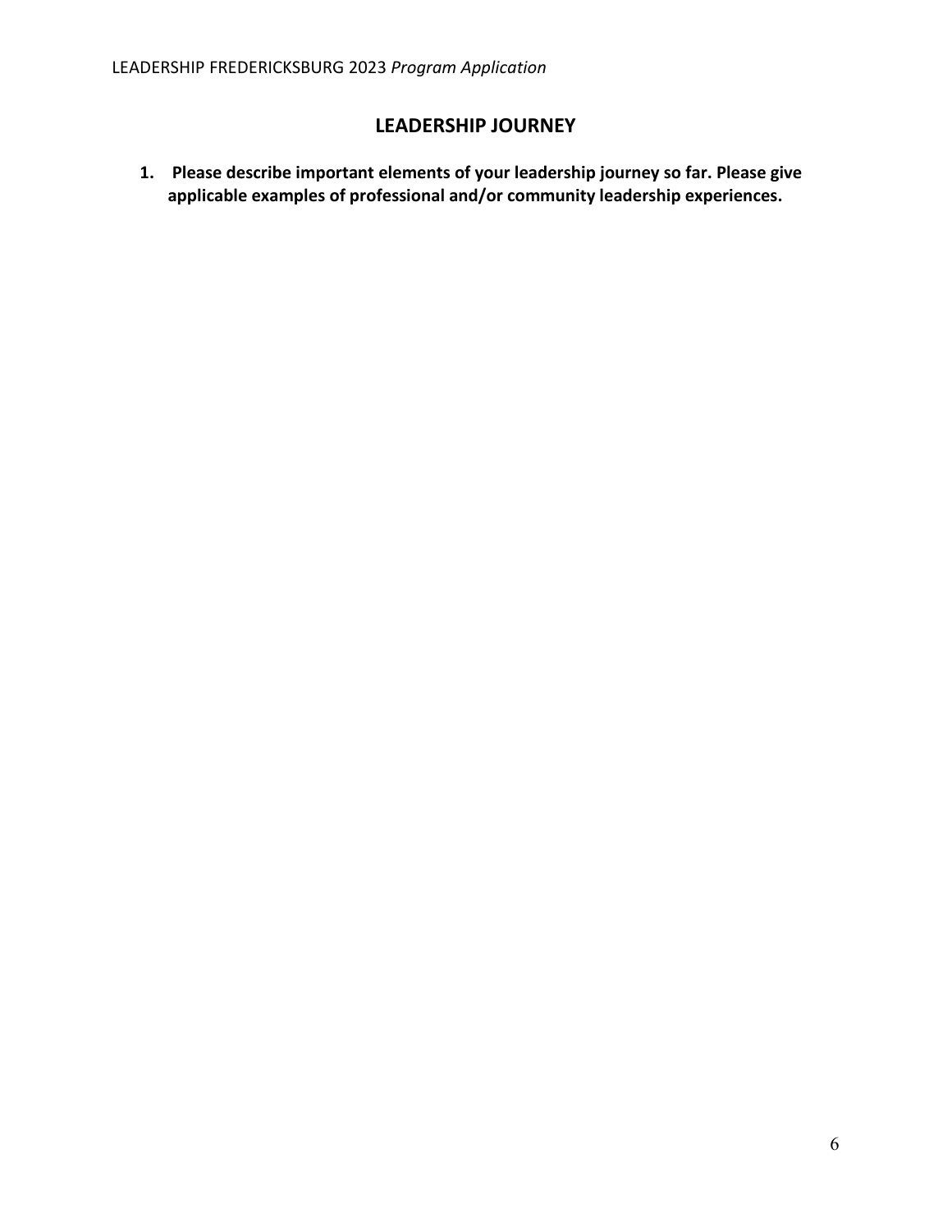## LEADERSHIP JOURNEY

1. **Please describe important elements of your leadership journey so far. Please give applicable examples of professional and/or community leadership experiences.**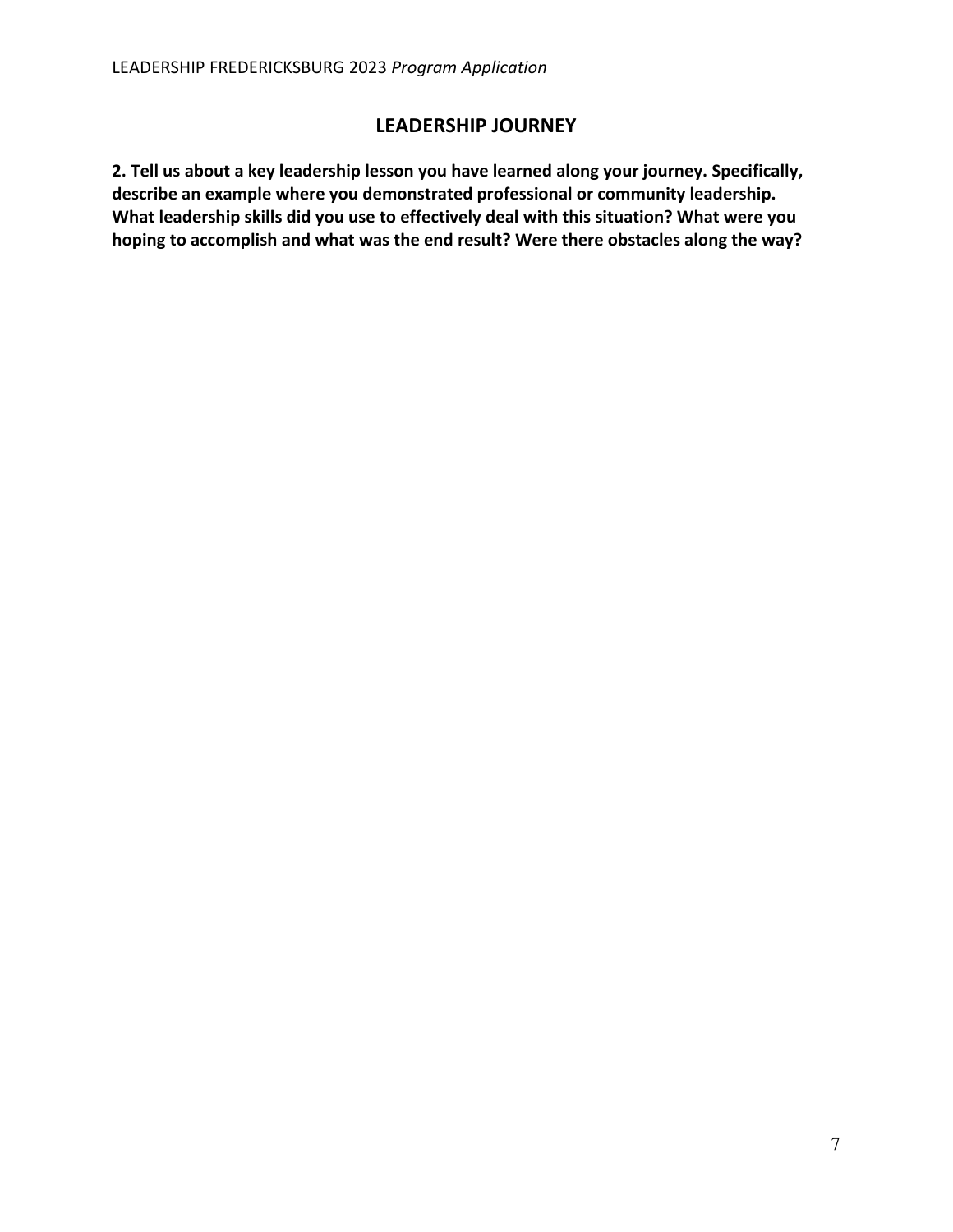## LEADERSHIP JOURNEY

**2. Tell us about a key leadership lesson you have learned along your journey. Specifically, describe an example where you demonstrated professional or community leadership. What leadership skills did you use to effectively deal with this situation? What were you hoping to accomplish and what was the end result? Were there obstacles along the way?**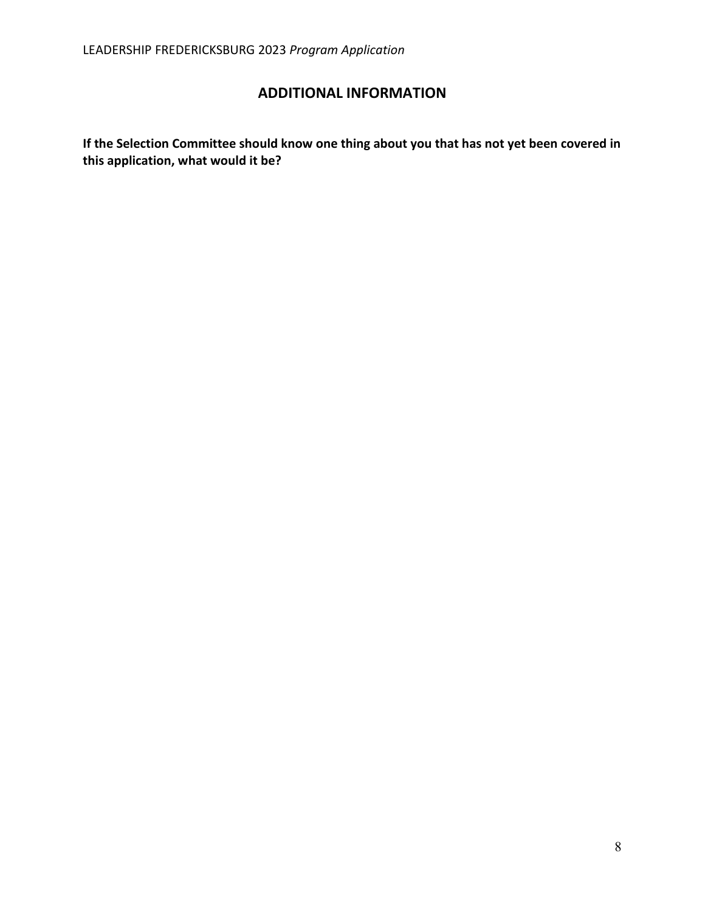## ADDITIONAL INFORMATION

**If the Selection Committee should know one thing about you that has not yet been covered in this application, what would it be?**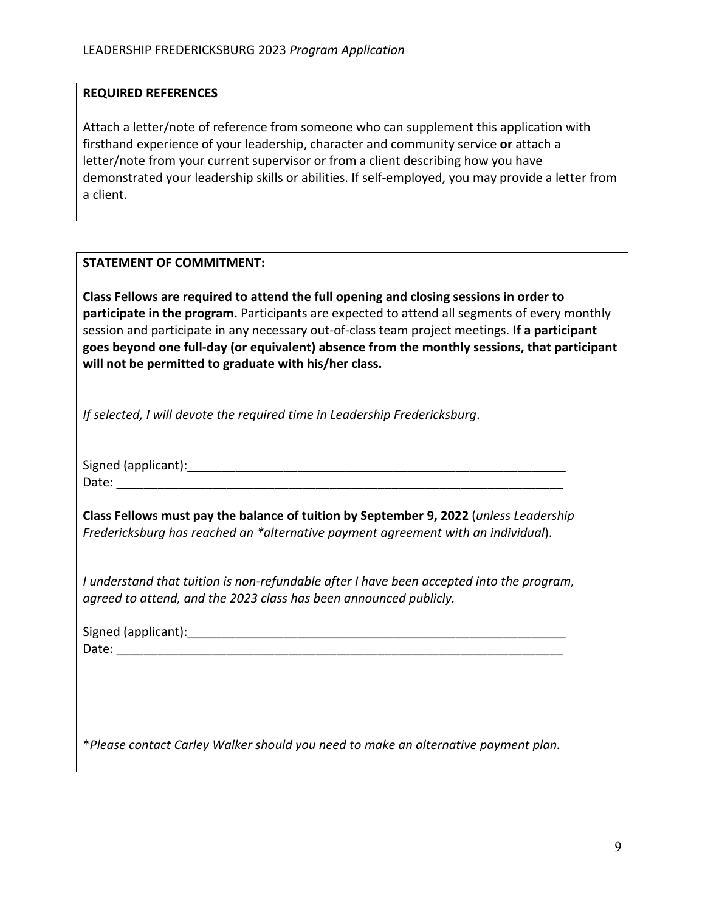## REQUIRED REFERENCES

Attach a letter/note of reference from someone who can supplement this application with firsthand experience of your leadership, character and community service **or** attach a letter/note from your current supervisor or from a client describing how you have demonstrated your leadership skills or abilities. If self-employed, you may provide a letter from a client.

## STATEMENT OF COMMITMENT:

**Class Fellows are required to attend the full opening and closing sessions in order to participate in the program.** Participants are expected to attend all segments of every monthly session and participate in any necessary out-of-class team project meetings. **If a participant goes beyond one full-day (or equivalent) absence from the monthly sessions, that participant will not be permitted to graduate with his/her class.**

*If selected, I will devote the required time in Leadership Fredericksburg*.

Signed (applicant):_______________________________________________________

Date: ______________________________________________________________

**Class Fellows must pay the balance of tuition by September 9, 2022** (*unless Leadership Fredericksburg has reached an *alternative payment agreement with an individual*).

*I understand that tuition is non-refundable after I have been accepted into the program, agreed to attend, and the 2023 class has been announced publicly.*

Signed (applicant):_______________________________________________________

Date: ______________________________________________________________

**Please contact Carley Walker should you need to make an alternative payment plan.*